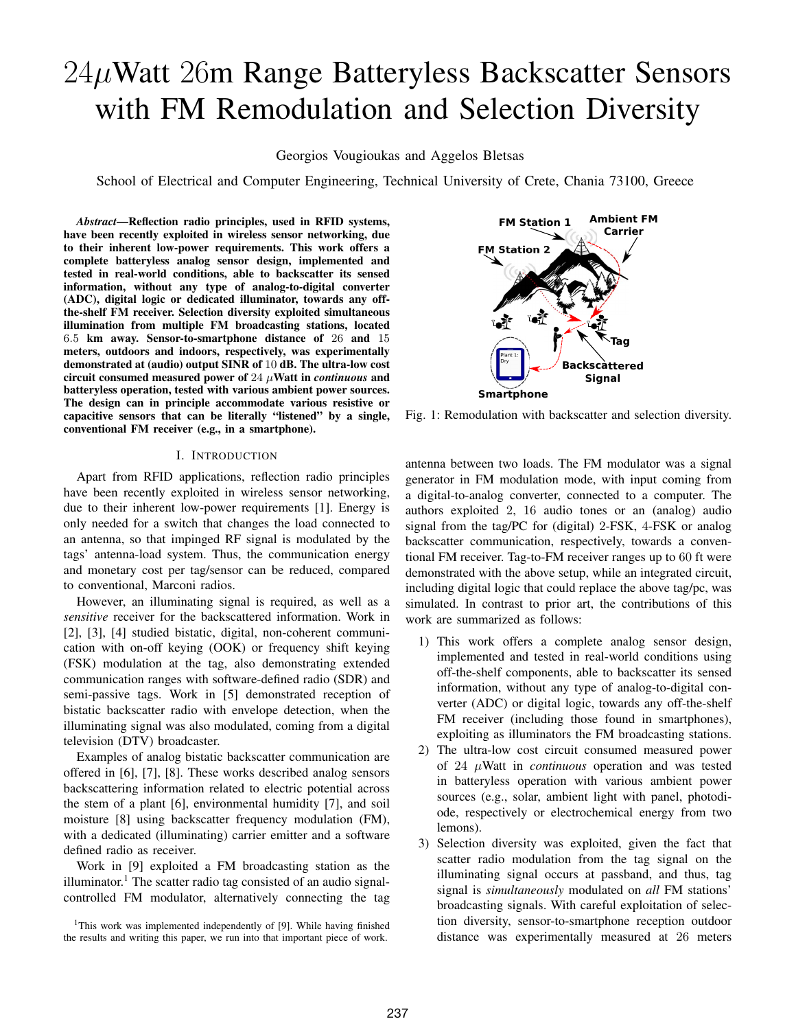# $24\mu$Watt $26$m Range Batteryless Backscatter Sensors with FM Remodulation and Selection Diversity

Georgios Vougioukas and Aggelos Bletsas

School of Electrical and Computer Engineering, Technical University of Crete, Chania 73100, Greece

***Abstract*—Reflection radio principles, used in RFID systems, have been recently exploited in wireless sensor networking, due to their inherent low-power requirements. This work offers a complete batteryless analog sensor design, implemented and tested in real-world conditions, able to backscatter its sensed information, without any type of analog-to-digital converter (ADC), digital logic or dedicated illuminator, towards any off-the-shelf FM receiver. Selection diversity exploited simultaneous illumination from multiple FM broadcasting stations, located $6.5$ km away. Sensor-to-smartphone distance of $26$ and $15$ meters, outdoors and indoors, respectively, was experimentally demonstrated at (audio) output SINR of $10$ dB. The ultra-low cost circuit consumed measured power of $24$ $\mu$Watt in *continuous* and batteryless operation, tested with various ambient power sources. The design can in principle accommodate various resistive or capacitive sensors that can be literally "listened" by a single, conventional FM receiver (e.g., in a smartphone).**

Fig. 1: Remodulation with backscatter and selection diversity.

## I. Introduction

Apart from RFID applications, reflection radio principles have been recently exploited in wireless sensor networking, due to their inherent low-power requirements [1]. Energy is only needed for a switch that changes the load connected to an antenna, so that impinged RF signal is modulated by the tags' antenna-load system. Thus, the communication energy and monetary cost per tag/sensor can be reduced, compared to conventional, Marconi radios.

However, an illuminating signal is required, as well as a *sensitive* receiver for the backscattered information. Work in [2], [3], [4] studied bistatic, digital, non-coherent communication with on-off keying (OOK) or frequency shift keying (FSK) modulation at the tag, also demonstrating extended communication ranges with software-defined radio (SDR) and semi-passive tags. Work in [5] demonstrated reception of bistatic backscatter radio with envelope detection, when the illuminating signal was also modulated, coming from a digital television (DTV) broadcaster.

Examples of analog bistatic backscatter communication are offered in [6], [7], [8]. These works described analog sensors backscattering information related to electric potential across the stem of a plant [6], environmental humidity [7], and soil moisture [8] using backscatter frequency modulation (FM), with a dedicated (illuminating) carrier emitter and a software defined radio as receiver.

Work in [9] exploited a FM broadcasting station as the illuminator.[1] The scatter radio tag consisted of an audio signal-controlled FM modulator, alternatively connecting the tag antenna between two loads. The FM modulator was a signal generator in FM modulation mode, with input coming from a digital-to-analog converter, connected to a computer. The authors exploited $2$, $16$ audio tones or an (analog) audio signal from the tag/PC for (digital) $2$-FSK, $4$-FSK or analog backscatter communication, respectively, towards a conventional FM receiver. Tag-to-FM receiver ranges up to $60$ ft were demonstrated with the above setup, while an integrated circuit, including digital logic that could replace the above tag/pc, was simulated. In contrast to prior art, the contributions of this work are summarized as follows:

1) This work offers a complete analog sensor design, implemented and tested in real-world conditions using off-the-shelf components, able to backscatter its sensed information, without any type of analog-to-digital converter (ADC) or digital logic, towards any off-the-shelf FM receiver (including those found in smartphones), exploiting as illuminators the FM broadcasting stations.
2) The ultra-low cost circuit consumed measured power of $24$ $\mu$Watt in *continuous* operation and was tested in batteryless operation with various ambient power sources (e.g., solar, ambient light with panel, photodiode, respectively or electrochemical energy from two lemons).
3) Selection diversity was exploited, given the fact that scatter radio modulation from the tag signal on the illuminating signal occurs at passband, and thus, tag signal is *simultaneously* modulated on *all* FM stations' broadcasting signals. With careful exploitation of selection diversity, sensor-to-smartphone reception outdoor distance was experimentally measured at $26$ meters

[1] This work was implemented independently of [9]. While having finished the results and writing this paper, we run into that important piece of work.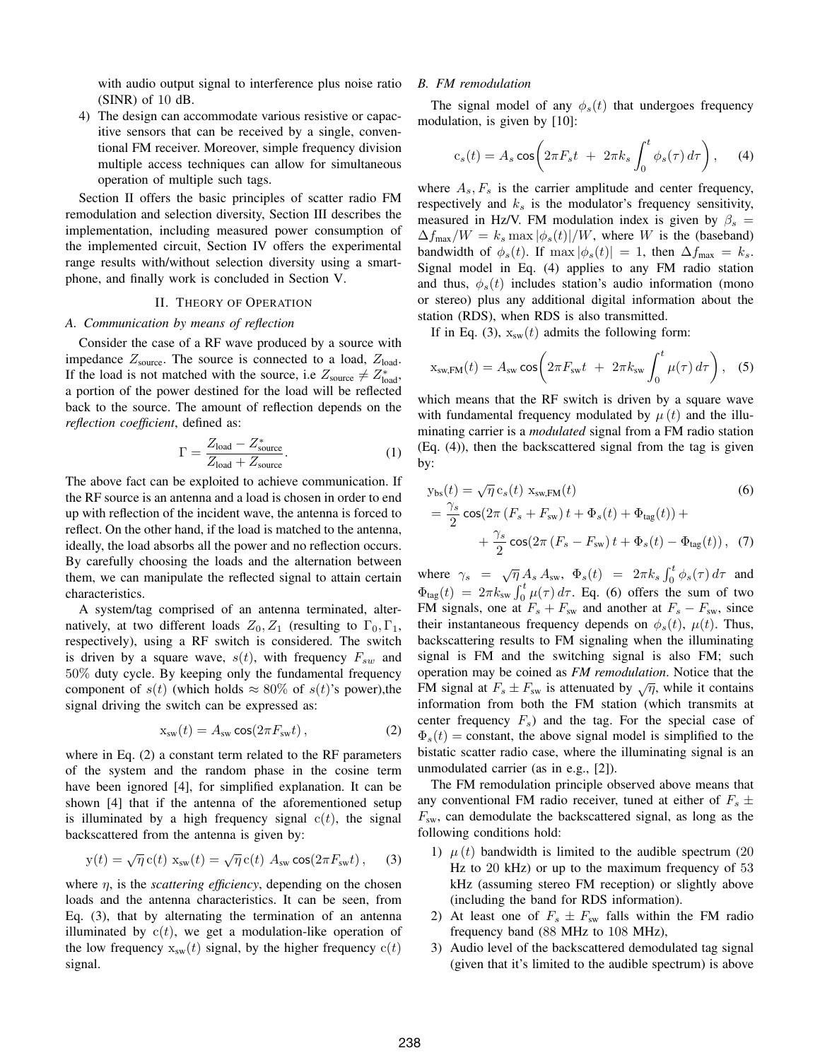with audio output signal to interference plus noise ratio (SINR) of 10 dB.

4) The design can accommodate various resistive or capacitive sensors that can be received by a single, conventional FM receiver. Moreover, simple frequency division multiple access techniques can allow for simultaneous operation of multiple such tags.

Section II offers the basic principles of scatter radio FM remodulation and selection diversity, Section III describes the implementation, including measured power consumption of the implemented circuit, Section IV offers the experimental range results with/without selection diversity using a smartphone, and finally work is concluded in Section V.

## II. Theory of Operation

### A. Communication by means of reflection

Consider the case of a RF wave produced by a source with impedance $Z_{\text{source}}$. The source is connected to a load, $Z_{\text{load}}$. If the load is not matched with the source, i.e $Z_{\text{source}} \neq Z^*_{\text{load}}$, a portion of the power destined for the load will be reflected back to the source. The amount of reflection depends on the *reflection coefficient*, defined as:

$$\Gamma = \frac{Z_{\text{load}} - Z^*_{\text{source}}}{Z_{\text{load}} + Z_{\text{source}}}. \quad (1)$$

The above fact can be exploited to achieve communication. If the RF source is an antenna and a load is chosen in order to end up with reflection of the incident wave, the antenna is forced to reflect. On the other hand, if the load is matched to the antenna, ideally, the load absorbs all the power and no reflection occurs. By carefully choosing the loads and the alternation between them, we can manipulate the reflected signal to attain certain characteristics.

A system/tag comprised of an antenna terminated, alternatively, at two different loads $Z_0, Z_1$ (resulting to $\Gamma_0, \Gamma_1$, respectively), using a RF switch is considered. The switch is driven by a square wave, $s(t)$, with frequency $F_{sw}$ and 50% duty cycle. By keeping only the fundamental frequency component of $s(t)$ (which holds $\approx 80\%$ of $s(t)$'s power),the signal driving the switch can be expressed as:

$$\mathrm{x}_{\text{sw}}(t) = A_{\text{sw}} \cos(2\pi F_{\text{sw}} t)\,, \quad (2)$$

where in Eq. (2) a constant term related to the RF parameters of the system and the random phase in the cosine term have been ignored [4], for simplified explanation. It can be shown [4] that if the antenna of the aforementioned setup is illuminated by a high frequency signal $\mathrm{c}(t)$, the signal backscattered from the antenna is given by:

$$\mathrm{y}(t) = \sqrt{\eta}\,\mathrm{c}(t)\,\mathrm{x}_{\text{sw}}(t) = \sqrt{\eta}\,\mathrm{c}(t)\,A_{\text{sw}} \cos(2\pi F_{\text{sw}} t)\,, \quad (3)$$

where $\eta$, is the *scattering efficiency*, depending on the chosen loads and the antenna characteristics. It can be seen, from Eq. (3), that by alternating the termination of an antenna illuminated by $\mathrm{c}(t)$, we get a modulation-like operation of the low frequency $\mathrm{x}_{\text{sw}}(t)$ signal, by the higher frequency $\mathrm{c}(t)$ signal.

### B. FM remodulation

The signal model of any $\phi_s(t)$ that undergoes frequency modulation, is given by [10]:

$$\mathrm{c}_s(t) = A_s \cos\!\left(2\pi F_s t \;+\; 2\pi k_s \int_0^t \phi_s(\tau)\,d\tau\right), \quad (4)$$

where $A_s, F_s$ is the carrier amplitude and center frequency, respectively and $k_s$ is the modulator's frequency sensitivity, measured in Hz/V. FM modulation index is given by $\beta_s = \Delta f_{\max}/W = k_s \max|\phi_s(t)|/W$, where $W$ is the (baseband) bandwidth of $\phi_s(t)$. If $\max|\phi_s(t)| = 1$, then $\Delta f_{\max} = k_s$. Signal model in Eq. (4) applies to any FM radio station and thus, $\phi_s(t)$ includes station's audio information (mono or stereo) plus any additional digital information about the station (RDS), when RDS is also transmitted.

If in Eq. (3), $\mathrm{x}_{\text{sw}}(t)$ admits the following form:

$$\mathrm{x}_{\text{sw,FM}}(t) = A_{\text{sw}} \cos\!\left(2\pi F_{\text{sw}} t \;+\; 2\pi k_{\text{sw}} \int_0^t \mu(\tau)\,d\tau\right), \quad (5)$$

which means that the RF switch is driven by a square wave with fundamental frequency modulated by $\mu(t)$ and the illuminating carrier is a *modulated* signal from a FM radio station (Eq. (4)), then the backscattered signal from the tag is given by:

$$\mathrm{y}_{\text{bs}}(t) = \sqrt{\eta}\,\mathrm{c}_s(t)\,\mathrm{x}_{\text{sw,FM}}(t) \quad (6)$$

$$= \frac{\gamma_s}{2}\cos(2\pi\,(F_s + F_{\text{sw}})\,t + \Phi_s(t) + \Phi_{\text{tag}}(t)) + $$

$$+\ \frac{\gamma_s}{2}\cos(2\pi\,(F_s - F_{\text{sw}})\,t + \Phi_s(t) - \Phi_{\text{tag}}(t))\,, \quad (7)$$

where $\gamma_s = \sqrt{\eta}\,A_s\,A_{\text{sw}}$, $\Phi_s(t) = 2\pi k_s \int_0^t \phi_s(\tau)\,d\tau$ and $\Phi_{\text{tag}}(t) = 2\pi k_{\text{sw}} \int_0^t \mu(\tau)\,d\tau$. Eq. (6) offers the sum of two FM signals, one at $F_s + F_{\text{sw}}$ and another at $F_s - F_{\text{sw}}$, since their instantaneous frequency depends on $\phi_s(t)$, $\mu(t)$. Thus, backscattering results to FM signaling when the illuminating signal is FM and the switching signal is also FM; such operation may be coined as ***FM remodulation***. Notice that the FM signal at $F_s \pm F_{\text{sw}}$ is attenuated by $\sqrt{\eta}$, while it contains information from both the FM station (which transmits at center frequency $F_s$) and the tag. For the special case of $\Phi_s(t) = $ constant, the above signal model is simplified to the bistatic scatter radio case, where the illuminating signal is an unmodulated carrier (as in e.g., [2]).

The FM remodulation principle observed above means that any conventional FM radio receiver, tuned at either of $F_s \pm F_{\text{sw}}$, can demodulate the backscattered signal, as long as the following conditions hold:

1) $\mu(t)$ bandwidth is limited to the audible spectrum (20 Hz to 20 kHz) or up to the maximum frequency of 53 kHz (assuming stereo FM reception) or slightly above (including the band for RDS information).
2) At least one of $F_s \pm F_{\text{sw}}$ falls within the FM radio frequency band (88 MHz to 108 MHz),
3) Audio level of the backscattered demodulated tag signal (given that it's limited to the audible spectrum) is above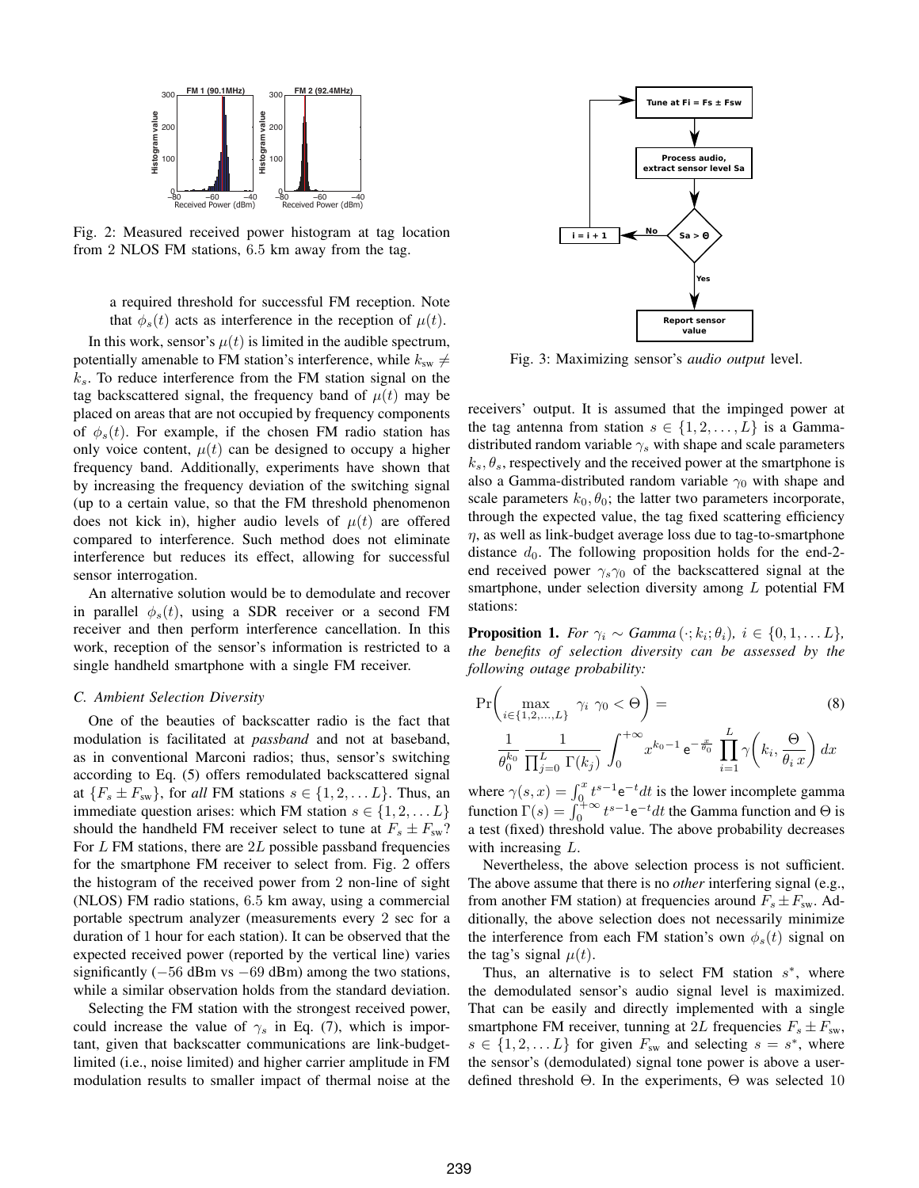Fig. 2: Measured received power histogram at tag location from 2 NLOS FM stations, 6.5 km away from the tag.

a required threshold for successful FM reception. Note that $\phi_s(t)$ acts as interference in the reception of $\mu(t)$.

In this work, sensor's $\mu(t)$ is limited in the audible spectrum, potentially amenable to FM station's interference, while $k_{\text{sw}} \neq k_s$. To reduce interference from the FM station signal on the tag backscattered signal, the frequency band of $\mu(t)$ may be placed on areas that are not occupied by frequency components of $\phi_s(t)$. For example, if the chosen FM radio station has only voice content, $\mu(t)$ can be designed to occupy a higher frequency band. Additionally, experiments have shown that by increasing the frequency deviation of the switching signal (up to a certain value, so that the FM threshold phenomenon does not kick in), higher audio levels of $\mu(t)$ are offered compared to interference. Such method does not eliminate interference but reduces its effect, allowing for successful sensor interrogation.

An alternative solution would be to demodulate and recover in parallel $\phi_s(t)$, using a SDR receiver or a second FM receiver and then perform interference cancellation. In this work, reception of the sensor's information is restricted to a single handheld smartphone with a single FM receiver.

### C. Ambient Selection Diversity

One of the beauties of backscatter radio is the fact that modulation is facilitated at *passband* and not at baseband, as in conventional Marconi radios; thus, sensor's switching according to Eq. (5) offers remodulated backscattered signal at $\{F_s \pm F_{\text{sw}}\}$, for *all* FM stations $s \in \{1, 2, \ldots L\}$. Thus, an immediate question arises: which FM station $s \in \{1, 2, \ldots L\}$ should the handheld FM receiver select to tune at $F_s \pm F_{\text{sw}}$? For $L$ FM stations, there are $2L$ possible passband frequencies for the smartphone FM receiver to select from. Fig. 2 offers the histogram of the received power from 2 non-line of sight (NLOS) FM radio stations, 6.5 km away, using a commercial portable spectrum analyzer (measurements every 2 sec for a duration of 1 hour for each station). It can be observed that the expected received power (reported by the vertical line) varies significantly ($-56$ dBm vs $-69$ dBm) among the two stations, while a similar observation holds from the standard deviation.

Selecting the FM station with the strongest received power, could increase the value of $\gamma_s$ in Eq. (7), which is important, given that backscatter communications are link-budget-limited (i.e., noise limited) and higher carrier amplitude in FM modulation results to smaller impact of thermal noise at the receivers' output. It is assumed that the impinged power at the tag antenna from station $s \in \{1, 2, \ldots, L\}$ is a Gamma-distributed random variable $\gamma_s$ with shape and scale parameters $k_s, \theta_s$, respectively and the received power at the smartphone is also a Gamma-distributed random variable $\gamma_0$ with shape and scale parameters $k_0, \theta_0$; the latter two parameters incorporate, through the expected value, the tag fixed scattering efficiency $\eta$, as well as link-budget average loss due to tag-to-smartphone distance $d_0$. The following proposition holds for the end-2-end received power $\gamma_s \gamma_0$ of the backscattered signal at the smartphone, under selection diversity among $L$ potential FM stations:

Fig. 3: Maximizing sensor's *audio output* level.

**Proposition 1.** *For $\gamma_i \sim Gamma\,(\cdot; k_i; \theta_i)$, $i \in \{0, 1, \ldots L\}$, the benefits of selection diversity can be assessed by the following outage probability:*

$$\Pr\!\left(\max_{i \in \{1,2,\ldots,L\}} \gamma_i\ \gamma_0 < \Theta\right) = \frac{1}{\theta_0^{k_0}} \frac{1}{\prod_{j=0}^{L} \Gamma(k_j)} \int_0^{+\infty} x^{k_0-1}\, \mathrm{e}^{-\frac{x}{\theta_0}} \prod_{i=1}^{L} \gamma\!\left(k_i, \frac{\Theta}{\theta_i\, x}\right) dx \tag{8}$$

where $\gamma(s,x) = \int_0^x t^{s-1}\mathrm{e}^{-t}dt$ is the lower incomplete gamma function $\Gamma(s) = \int_0^{+\infty} t^{s-1}\mathrm{e}^{-t}dt$ the Gamma function and $\Theta$ is a test (fixed) threshold value. The above probability decreases with increasing $L$.

Nevertheless, the above selection process is not sufficient. The above assume that there is no *other* interfering signal (e.g., from another FM station) at frequencies around $F_s \pm F_{\text{sw}}$. Additionally, the above selection does not necessarily minimize the interference from each FM station's own $\phi_s(t)$ signal on the tag's signal $\mu(t)$.

Thus, an alternative is to select FM station $s^*$, where the demodulated sensor's audio signal level is maximized. That can be easily and directly implemented with a single smartphone FM receiver, tuning at $2L$ frequencies $F_s \pm F_{\text{sw}}$, $s \in \{1, 2, \ldots L\}$ for given $F_{\text{sw}}$ and selecting $s = s^*$, where the sensor's (demodulated) signal tone power is above a user-defined threshold $\Theta$. In the experiments, $\Theta$ was selected 10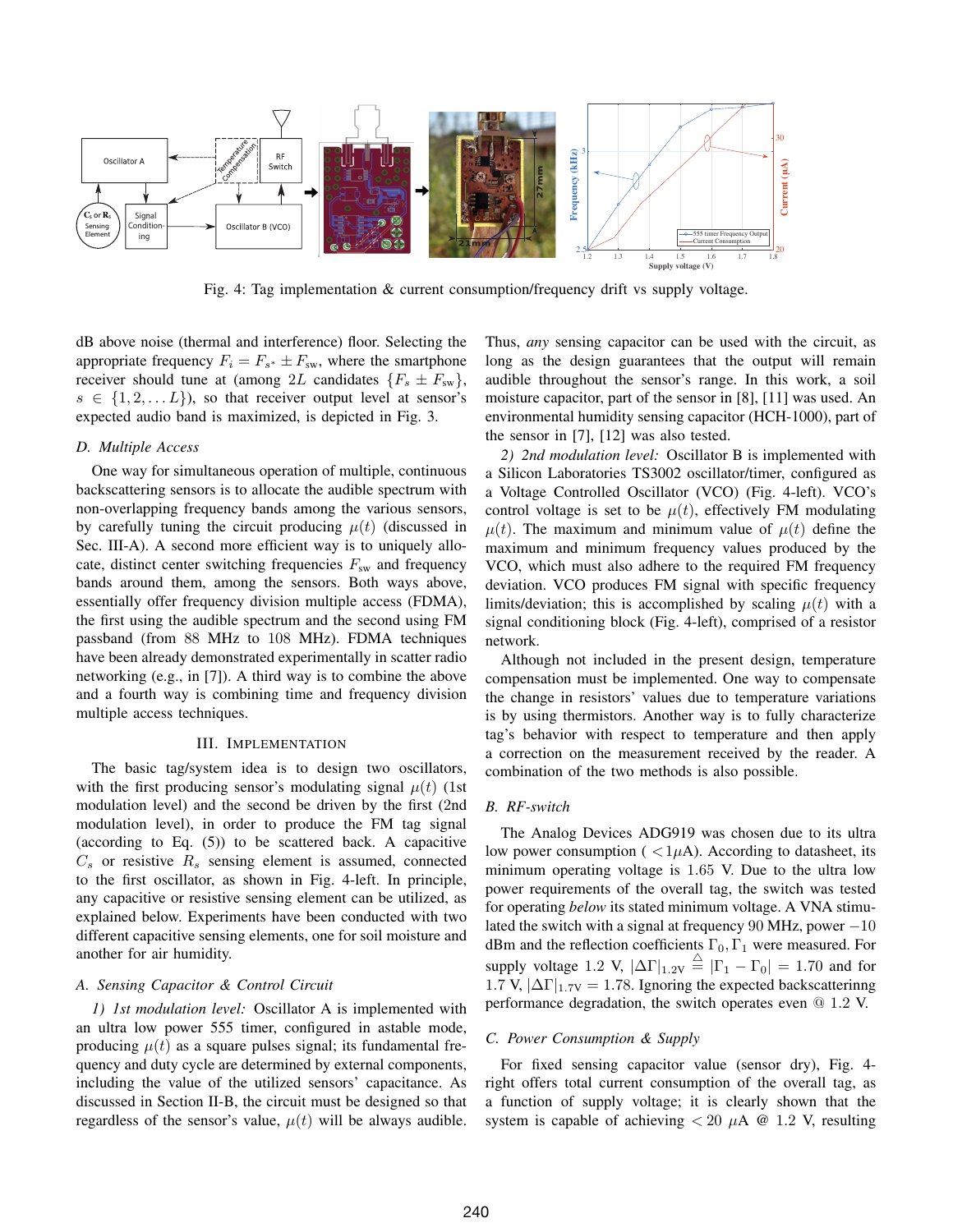Fig. 4: Tag implementation & current consumption/frequency drift vs supply voltage.

dB above noise (thermal and interference) floor. Selecting the appropriate frequency $F_i = F_{s*} \pm F_{\text{sw}}$, where the smartphone receiver should tune at (among $2L$ candidates $\{F_s \pm F_{\text{sw}}\}$, $s \in \{1, 2, \ldots L\}$), so that receiver output level at sensor's expected audio band is maximized, is depicted in Fig. 3.

### D. Multiple Access

One way for simultaneous operation of multiple, continuous backscattering sensors is to allocate the audible spectrum with non-overlapping frequency bands among the various sensors, by carefully tuning the circuit producing $\mu(t)$ (discussed in Sec. III-A). A second more efficient way is to uniquely allocate, distinct center switching frequencies $F_{\text{sw}}$ and frequency bands around them, among the sensors. Both ways above, essentially offer frequency division multiple access (FDMA), the first using the audible spectrum and the second using FM passband (from 88 MHz to 108 MHz). FDMA techniques have been already demonstrated experimentally in scatter radio networking (e.g., in [7]). A third way is to combine the above and a fourth way is combining time and frequency division multiple access techniques.

## III. Implementation

The basic tag/system idea is to design two oscillators, with the first producing sensor's modulating signal $\mu(t)$ (1st modulation level) and the second be driven by the first (2nd modulation level), in order to produce the FM tag signal (according to Eq. (5)) to be scattered back. A capacitive $C_s$ or resistive $R_s$ sensing element is assumed, connected to the first oscillator, as shown in Fig. 4-left. In principle, any capacitive or resistive sensing element can be utilized, as explained below. Experiments have been conducted with two different capacitive sensing elements, one for soil moisture and another for air humidity.

### A. Sensing Capacitor & Control Circuit

*1) 1st modulation level:* Oscillator A is implemented with an ultra low power 555 timer, configured in astable mode, producing $\mu(t)$ as a square pulses signal; its fundamental frequency and duty cycle are determined by external components, including the value of the utilized sensors' capacitance. As discussed in Section II-B, the circuit must be designed so that regardless of the sensor's value, $\mu(t)$ will be always audible. Thus, *any* sensing capacitor can be used with the circuit, as long as the design guarantees that the output will remain audible throughout the sensor's range. In this work, a soil moisture capacitor, part of the sensor in [8], [11] was used. An environmental humidity sensing capacitor (HCH-1000), part of the sensor in [7], [12] was also tested.

*2) 2nd modulation level:* Oscillator B is implemented with a Silicon Laboratories TS3002 oscillator/timer, configured as a Voltage Controlled Oscillator (VCO) (Fig. 4-left). VCO's control voltage is set to be $\mu(t)$, effectively FM modulating $\mu(t)$. The maximum and minimum value of $\mu(t)$ define the maximum and minimum frequency values produced by the VCO, which must also adhere to the required FM frequency deviation. VCO produces FM signal with specific frequency limits/deviation; this is accomplished by scaling $\mu(t)$ with a signal conditioning block (Fig. 4-left), comprised of a resistor network.

Although not included in the present design, temperature compensation must be implemented. One way to compensate the change in resistors' values due to temperature variations is by using thermistors. Another way is to fully characterize tag's behavior with respect to temperature and then apply a correction on the measurement received by the reader. A combination of the two methods is also possible.

### B. RF-switch

The Analog Devices ADG919 was chosen due to its ultra low power consumption ( $<1\mu$A). According to datasheet, its minimum operating voltage is 1.65 V. Due to the ultra low power requirements of the overall tag, the switch was tested for operating *below* its stated minimum voltage. A VNA stimulated the switch with a signal at frequency 90 MHz, power $-10$ dBm and the reflection coefficients $\Gamma_0, \Gamma_1$ were measured. For supply voltage 1.2 V, $|\Delta\Gamma|_{1.2\text{V}} \triangleq |\Gamma_1 - \Gamma_0| = 1.70$ and for 1.7 V, $|\Delta\Gamma|_{1.7\text{V}} = 1.78$. Ignoring the expected backscatteringg performance degradation, the switch operates even @ 1.2 V.

### C. Power Consumption & Supply

For fixed sensing capacitor value (sensor dry), Fig. 4-right offers total current consumption of the overall tag, as a function of supply voltage; it is clearly shown that the system is capable of achieving $< 20\ \mu$A @ 1.2 V, resulting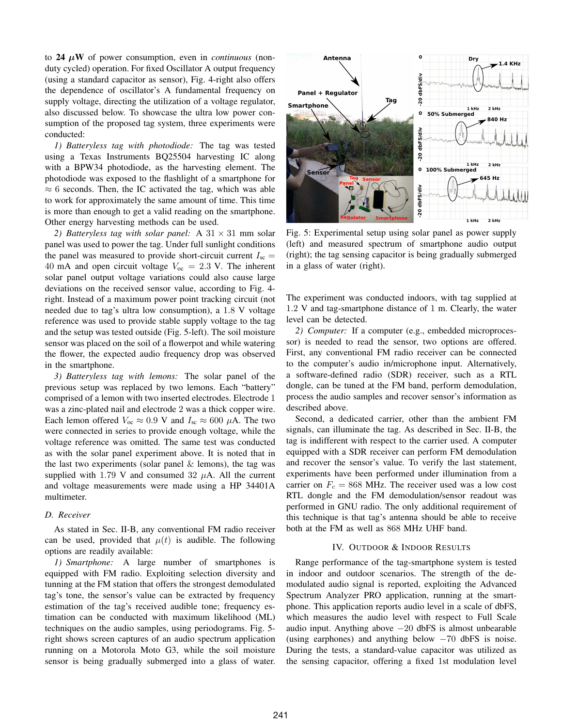to **24 $\mu$W** of power consumption, even in *continuous* (non-duty cycled) operation. For fixed Oscillator A output frequency (using a standard capacitor as sensor), Fig. 4-right also offers the dependence of oscillator's A fundamental frequency on supply voltage, directing the utilization of a voltage regulator, also discussed below. To showcase the ultra low power consumption of the proposed tag system, three experiments were conducted:

*1) Batteryless tag with photodiode:* The tag was tested using a Texas Instruments BQ25504 harvesting IC along with a BPW34 photodiode, as the harvesting element. The photodiode was exposed to the flashlight of a smartphone for $\approx 6$ seconds. Then, the IC activated the tag, which was able to work for approximately the same amount of time. This time is more than enough to get a valid reading on the smartphone. Other energy harvesting methods can be used.

*2) Batteryless tag with solar panel:* A $31 \times 31$ mm solar panel was used to power the tag. Under full sunlight conditions the panel was measured to provide short-circuit current $I_{sc} = 40$ mA and open circuit voltage $V_{oc} = 2.3$ V. The inherent solar panel output voltage variations could also cause large deviations on the received sensor value, according to Fig. 4-right. Instead of a maximum power point tracking circuit (not needed due to tag's ultra low consumption), a $1.8$ V voltage reference was used to provide stable supply voltage to the tag and the setup was tested outside (Fig. 5-left). The soil moisture sensor was placed on the soil of a flowerpot and while watering the flower, the expected audio frequency drop was observed in the smartphone.

*3) Batteryless tag with lemons:* The solar panel of the previous setup was replaced by two lemons. Each "battery" comprised of a lemon with two inserted electrodes. Electrode 1 was a zinc-plated nail and electrode 2 was a thick copper wire. Each lemon offered $V_{oc} \approx 0.9$ V and $I_{sc} \approx 600$ $\mu$A. The two were connected in series to provide enough voltage, while the voltage reference was omitted. The same test was conducted as with the solar panel experiment above. It is noted that in the last two experiments (solar panel & lemons), the tag was supplied with $1.79$ V and consumed $32$ $\mu$A. All the current and voltage measurements were made using a HP 34401A multimeter.

### D. Receiver

As stated in Sec. II-B, any conventional FM radio receiver can be used, provided that $\mu(t)$ is audible. The following options are readily available:

*1) Smartphone:* A large number of smartphones is equipped with FM radio. Exploiting selection diversity and tunning at the FM station that offers the strongest demodulated tag's tone, the sensor's value can be extracted by frequency estimation of the tag's received audible tone; frequency estimation can be conducted with maximum likelihood (ML) techniques on the audio samples, using periodograms. Fig. 5-right shows screen captures of an audio spectrum application running on a Motorola Moto G3, while the soil moisture sensor is being gradually submerged into a glass of water.

Fig. 5: Experimental setup using solar panel as power supply (left) and measured spectrum of smartphone audio output (right); the tag sensing capacitor is being gradually submerged in a glass of water (right).

The experiment was conducted indoors, with tag supplied at $1.2$ V and tag-smartphone distance of $1$ m. Clearly, the water level can be detected.

*2) Computer:* If a computer (e.g., embedded microprocessor) is needed to read the sensor, two options are offered. First, any conventional FM radio receiver can be connected to the computer's audio in/microphone input. Alternatively, a software-defined radio (SDR) receiver, such as a RTL dongle, can be tuned at the FM band, perform demodulation, process the audio samples and recover sensor's information as described above.

Second, a dedicated carrier, other than the ambient FM signals, can illuminate the tag. As described in Sec. II-B, the tag is indifferent with respect to the carrier used. A computer equipped with a SDR receiver can perform FM demodulation and recover the sensor's value. To verify the last statement, experiments have been performed under illumination from a carrier on $F_c = 868$ MHz. The receiver used was a low cost RTL dongle and the FM demodulation/sensor readout was performed in GNU radio. The only additional requirement of this technique is that tag's antenna should be able to receive both at the FM as well as $868$ MHz UHF band.

## IV. Outdoor & Indoor Results

Range performance of the tag-smartphone system is tested in indoor and outdoor scenarios. The strength of the demodulated audio signal is reported, exploiting the Advanced Spectrum Analyzer PRO application, running at the smartphone. This application reports audio level in a scale of dbFS, which measures the audio level with respect to Full Scale audio input. Anything above $-20$ dbFS is almost unbearable (using earphones) and anything below $-70$ dbFS is noise. During the tests, a standard-value capacitor was utilized as the sensing capacitor, offering a fixed 1st modulation level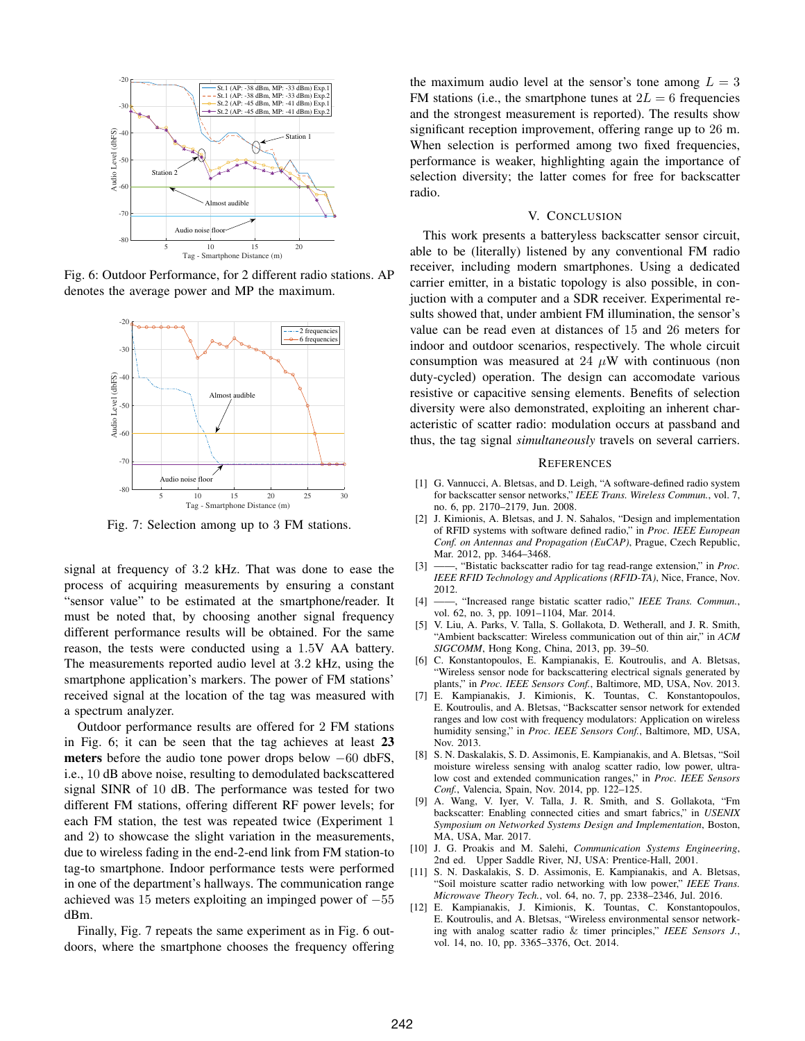-20
-30
-40
-50
-60
-70
-80
Audio Level (dbFS)
5
10
15
20
Tag - Smartphone Distance (m)
St.1 (AP: -38 dBm, MP: -33 dBm) Exp.1
St.1 (AP: -38 dBm, MP: -33 dBm) Exp.2
St.2 (AP: -45 dBm, MP: -41 dBm) Exp.1
St.2 (AP: -45 dBm, MP: -41 dBm) Exp.2
Station 1
Station 2
Almost audible
Audio noise floor

Fig. 6: Outdoor Performance, for 2 different radio stations. AP denotes the average power and MP the maximum.

-20
-30
-40
-50
-60
-70
-80
Audio Level (dbFS)
5
10
15
20
25
30
Tag - Smartphone Distance (m)
2 frequencies
6 frequencies
Almost audible
Audio noise floor

Fig. 7: Selection among up to 3 FM stations.

signal at frequency of 3.2 kHz. That was done to ease the process of acquiring measurements by ensuring a constant "sensor value" to be estimated at the smartphone/reader. It must be noted that, by choosing another signal frequency different performance results will be obtained. For the same reason, the tests were conducted using a 1.5V AA battery. The measurements reported audio level at 3.2 kHz, using the smartphone application's markers. The power of FM stations' received signal at the location of the tag was measured with a spectrum analyzer.

Outdoor performance results are offered for 2 FM stations in Fig. 6; it can be seen that the tag achieves at least **23 meters** before the audio tone power drops below $-60$ dbFS, i.e., 10 dB above noise, resulting to demodulated backscattered signal SINR of 10 dB. The performance was tested for two different FM stations, offering different RF power levels; for each FM station, the test was repeated twice (Experiment 1 and 2) to showcase the slight variation in the measurements, due to wireless fading in the end-2-end link from FM station-to tag-to smartphone. Indoor performance tests were performed in one of the department's hallways. The communication range achieved was 15 meters exploiting an impinged power of $-55$ dBm.

Finally, Fig. 7 repeats the same experiment as in Fig. 6 outdoors, where the smartphone chooses the frequency offering the maximum audio level at the sensor's tone among $L = 3$ FM stations (i.e., the smartphone tunes at $2L = 6$ frequencies and the strongest measurement is reported). The results show significant reception improvement, offering range up to 26 m. When selection is performed among two fixed frequencies, performance is weaker, highlighting again the importance of selection diversity; the latter comes for free for backscatter radio.

## V. Conclusion

This work presents a batteryless backscatter sensor circuit, able to be (literally) listened by any conventional FM radio receiver, including modern smartphones. Using a dedicated carrier emitter, in a bistatic topology is also possible, in conjunction with a computer and a SDR receiver. Experimental results showed that, under ambient FM illumination, the sensor's value can be read even at distances of 15 and 26 meters for indoor and outdoor scenarios, respectively. The whole circuit consumption was measured at 24 $\mu$W with continuous (non duty-cycled) operation. The design can accomodate various resistive or capacitive sensing elements. Benefits of selection diversity were also demonstrated, exploiting an inherent characteristic of scatter radio: modulation occurs at passband and thus, the tag signal *simultaneously* travels on several carriers.

## References

[1] G. Vannucci, A. Bletsas, and D. Leigh, "A software-defined radio system for backscatter sensor networks," *IEEE Trans. Wireless Commun.*, vol. 7, no. 6, pp. 2170–2179, Jun. 2008.

[2] J. Kimionis, A. Bletsas, and J. N. Sahalos, "Design and implementation of RFID systems with software defined radio," in *Proc. IEEE European Conf. on Antennas and Propagation (EuCAP)*, Prague, Czech Republic, Mar. 2012, pp. 3464–3468.

[3] ——, "Bistatic backscatter radio for tag read-range extension," in *Proc. IEEE RFID Technology and Applications (RFID-TA)*, Nice, France, Nov. 2012.

[4] ——, "Increased range bistatic scatter radio," *IEEE Trans. Commun.*, vol. 62, no. 3, pp. 1091–1104, Mar. 2014.

[5] V. Liu, A. Parks, V. Talla, S. Gollakota, D. Wetherall, and J. R. Smith, "Ambient backscatter: Wireless communication out of thin air," in *ACM SIGCOMM*, Hong Kong, China, 2013, pp. 39–50.

[6] C. Konstantopoulos, E. Kampianakis, E. Koutroulis, and A. Bletsas, "Wireless sensor node for backscattering electrical signals generated by plants," in *Proc. IEEE Sensors Conf.*, Baltimore, MD, USA, Nov. 2013.

[7] E. Kampianakis, J. Kimionis, K. Tountas, C. Konstantopoulos, E. Koutroulis, and A. Bletsas, "Backscatter sensor network for extended ranges and low cost with frequency modulators: Application on wireless humidity sensing," in *Proc. IEEE Sensors Conf.*, Baltimore, MD, USA, Nov. 2013.

[8] S. N. Daskalakis, S. D. Assimonis, E. Kampianakis, and A. Bletsas, "Soil moisture wireless sensing with analog scatter radio, low power, ultra-low cost and extended communication ranges," in *Proc. IEEE Sensors Conf.*, Valencia, Spain, Nov. 2014, pp. 122–125.

[9] A. Wang, V. Iyer, V. Talla, J. R. Smith, and S. Gollakota, "Fm backscatter: Enabling connected cities and smart fabrics," in *USENIX Symposium on Networked Systems Design and Implementation*, Boston, MA, USA, Mar. 2017.

[10] J. G. Proakis and M. Salehi, *Communication Systems Engineering*, 2nd ed. Upper Saddle River, NJ, USA: Prentice-Hall, 2001.

[11] S. N. Daskalakis, S. D. Assimonis, E. Kampianakis, and A. Bletsas, "Soil moisture scatter radio networking with low power," *IEEE Trans. Microwave Theory Tech.*, vol. 64, no. 7, pp. 2338–2346, Jul. 2016.

[12] E. Kampianakis, J. Kimionis, K. Tountas, C. Konstantopoulos, E. Koutroulis, and A. Bletsas, "Wireless environmental sensor networking with analog scatter radio & timer principles," *IEEE Sensors J.*, vol. 14, no. 10, pp. 3365–3376, Oct. 2014.